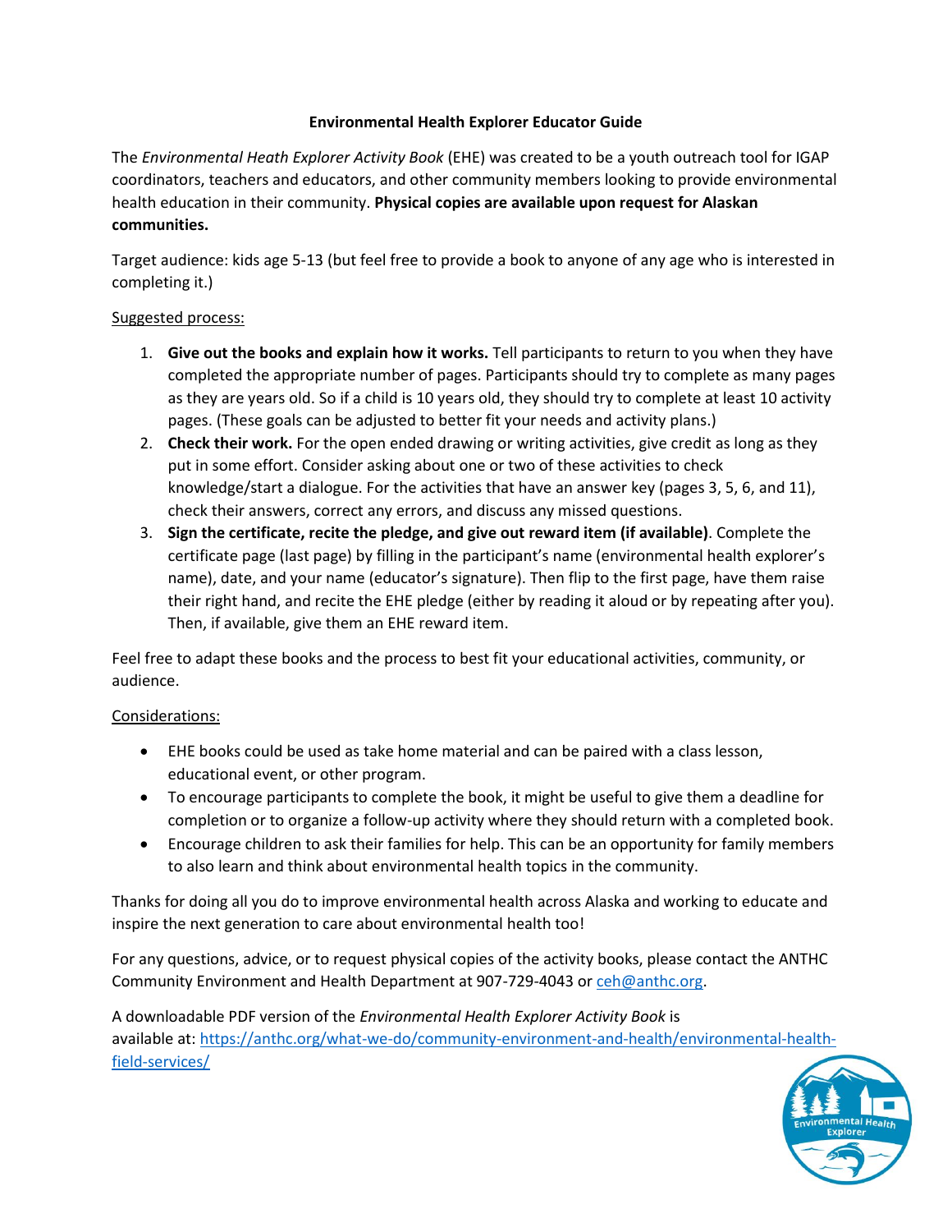# Environmental Health Explorer Educator Guide

The *Environmental Heath Explorer Activity Book* (EHE) was created to be a youth outreach tool for IGAP coordinators, teachers and educators, and other community members looking to provide environmental health education in their community. **Physical copies are available upon request for Alaskan communities.**

Target audience: kids age 5-13 (but feel free to provide a book to anyone of any age who is interested in completing it.)

Suggested process:

1. **Give out the books and explain how it works.** Tell participants to return to you when they have completed the appropriate number of pages. Participants should try to complete as many pages as they are years old. So if a child is 10 years old, they should try to complete at least 10 activity pages. (These goals can be adjusted to better fit your needs and activity plans.)
2. **Check their work.** For the open ended drawing or writing activities, give credit as long as they put in some effort. Consider asking about one or two of these activities to check knowledge/start a dialogue. For the activities that have an answer key (pages 3, 5, 6, and 11), check their answers, correct any errors, and discuss any missed questions.
3. **Sign the certificate, recite the pledge, and give out reward item (if available)**. Complete the certificate page (last page) by filling in the participant's name (environmental health explorer's name), date, and your name (educator's signature). Then flip to the first page, have them raise their right hand, and recite the EHE pledge (either by reading it aloud or by repeating after you). Then, if available, give them an EHE reward item.

Feel free to adapt these books and the process to best fit your educational activities, community, or audience.

Considerations:

- EHE books could be used as take home material and can be paired with a class lesson, educational event, or other program.
- To encourage participants to complete the book, it might be useful to give them a deadline for completion or to organize a follow-up activity where they should return with a completed book.
- Encourage children to ask their families for help. This can be an opportunity for family members to also learn and think about environmental health topics in the community.

Thanks for doing all you do to improve environmental health across Alaska and working to educate and inspire the next generation to care about environmental health too!

For any questions, advice, or to request physical copies of the activity books, please contact the ANTHC Community Environment and Health Department at 907-729-4043 or [ceh@anthc.org](mailto:ceh@anthc.org).

A downloadable PDF version of the *Environmental Health Explorer Activity Book* is available at: [https://anthc.org/what-we-do/community-environment-and-health/environmental-health-field-services/](https://anthc.org/what-we-do/community-environment-and-health/environmental-health-field-services/)

Environmental Health Explorer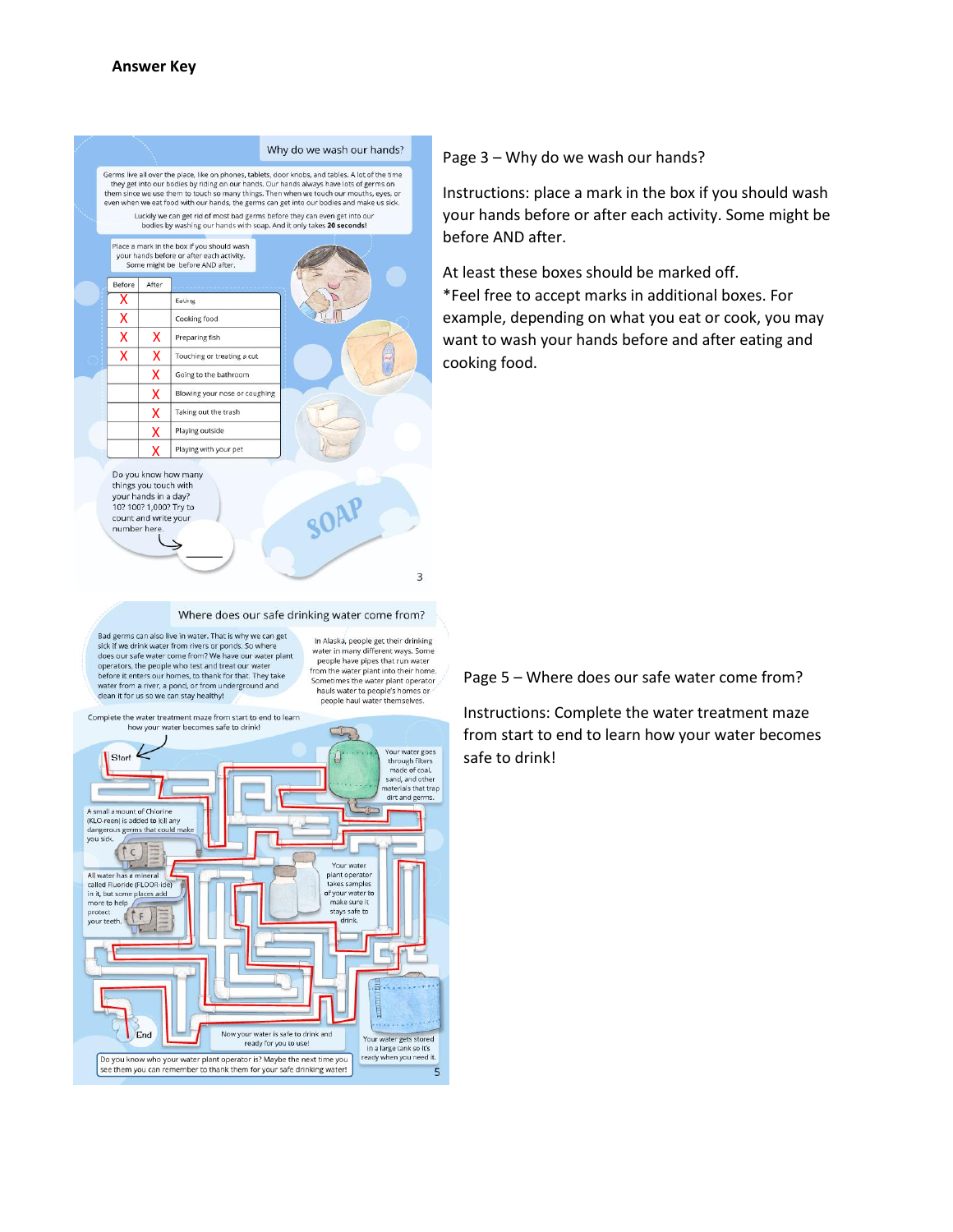**Answer Key**

## Why do we wash our hands?

Germs live all over the place, like on phones, tablets, door knobs, and tables. A lot of the time they get into our bodies by riding on our hands. Our hands always have lots of germs on them since we use them to touch so many things. Then when we touch our mouths, eyes, or even when we eat food with our hands, the germs can get into our bodies and make us sick.

Luckily we can get rid of most bad germs before they can even get into our bodies by washing our hands with soap. And it only takes **20 seconds!**

Place a mark in the box if you should wash your hands before or after each activity. Some might be before AND after.

| Before | After | |
|---|---|---|
| X | | Eating |
| X | | Cooking food |
| X | X | Preparing fish |
| X | X | Touching or treating a cut |
| | X | Going to the bathroom |
| | X | Blowing your nose or coughing |
| | X | Taking out the trash |
| | X | Playing outside |
| | X | Playing with your pet |

Do you know how many things you touch with your hands in a day? 10? 100? 1,000? Try to count and write your number here. ______

SOAP

Page 3 – Why do we wash our hands?

Instructions: place a mark in the box if you should wash your hands before or after each activity. Some might be before AND after.

At least these boxes should be marked off.
*Feel free to accept marks in additional boxes. For example, depending on what you eat or cook, you may want to wash your hands before and after eating and cooking food.

## Where does our safe drinking water come from?

Bad germs can also live in water. That is why we can get sick if we drink water from rivers or ponds. So where does our safe water come from? We have our water plant operators, the people who test and treat our water before it enters our homes, to thank for that. They take water from a river, a pond, or from underground and clean it for us so we can stay healthy!

In Alaska, people get their drinking water in many different ways. Some people have pipes that run water from the water plant into their home. Sometimes the water plant operator hauls water to people's homes or people haul water themselves.

Complete the water treatment maze from start to end to learn how your water becomes safe to drink!

Start

Your water goes through filters made of coal, sand, and other materials that trap dirt and germs.

A small amount of Chlorine (KLO-reen) is added to kill any dangerous germs that could make you sick.

All water has a mineral called Fluoride (FLOOR-ide) in it, but some places add more to help protect your teeth.

Your water plant operator takes samples of your water to make sure it stays safe to drink.

Your water gets stored in a large tank so it's ready when you need it.

Now your water is safe to drink and ready for you to use!

End

Do you know who your water plant operator is? Maybe the next time you see them you can remember to thank them for your safe drinking water!

Page 5 – Where does our safe water come from?

Instructions: Complete the water treatment maze from start to end to learn how your water becomes safe to drink!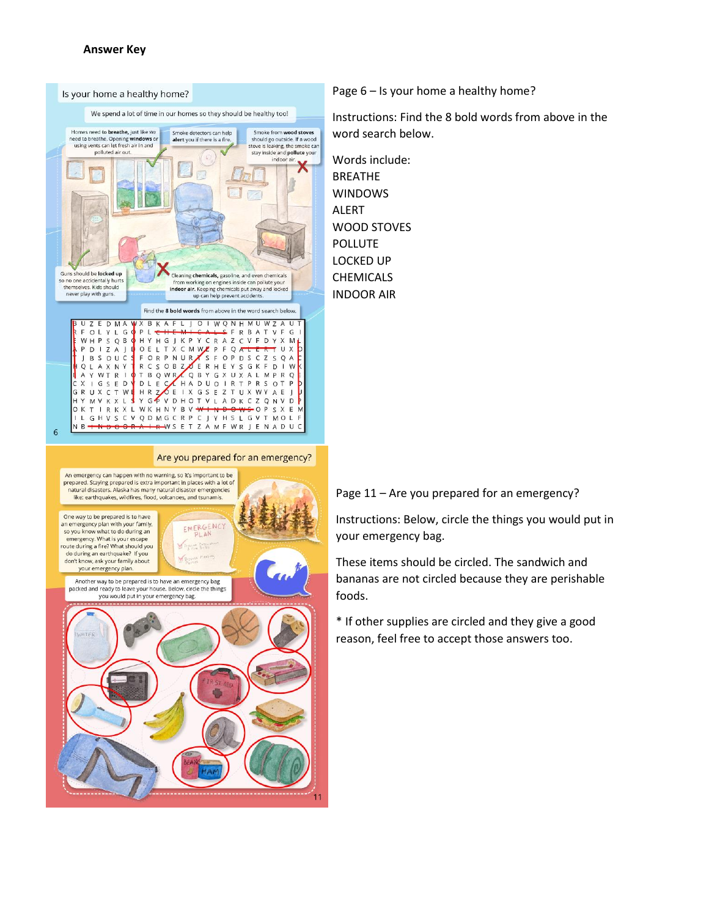**Answer Key**

Is your home a healthy home?

We spend a lot of time in our homes so they should be healthy too!

Homes need to **breathe**, just like we need to breathe. Opening **windows** or using vents can let fresh air in and polluted air out.

Smoke detectors can help **alert** you if there is a fire.

Smoke from **wood stoves** should go outside. If a wood stove is leaking, the smoke can stay inside and **pollute** your indoor air.

Guns should be **locked up** so no one accidentally hurts themselves. Kids should never play with guns.

Cleaning **chemicals**, gasoline, and even chemicals from working on engines inside can pollute your **indoor air**. Keeping chemicals put away and locked up can help prevent accidents.

Find the **8 bold words** from above in the word search below.

Page 6 – Is your home a healthy home?

Instructions: Find the 8 bold words from above in the word search below.

Words include:
BREATHE
WINDOWS
ALERT
WOOD STOVES
POLLUTE
LOCKED UP
CHEMICALS
INDOOR AIR

Are you prepared for an emergency?

An emergency can happen with no warning, so it's important to be prepared. Staying prepared is extra important in places with a lot of natural disasters. Alaska has many natural disaster emergencies like: earthquakes, wildfires, flood, volcanoes, and tsunamis.

One way to be prepared is to have an emergency plan with your family, so you know what to do during an emergency. What is your escape route during a fire? What should you do during an earthquake? If you don't know, ask your family about your emergency plan.

Another way to be prepared is to have an emergency bag packed and ready to leave your house. Below, circle the things you would put in your emergency bag.

Page 11 – Are you prepared for an emergency?

Instructions: Below, circle the things you would put in your emergency bag.

These items should be circled. The sandwich and bananas are not circled because they are perishable foods.

* If other supplies are circled and they give a good reason, feel free to accept those answers too.